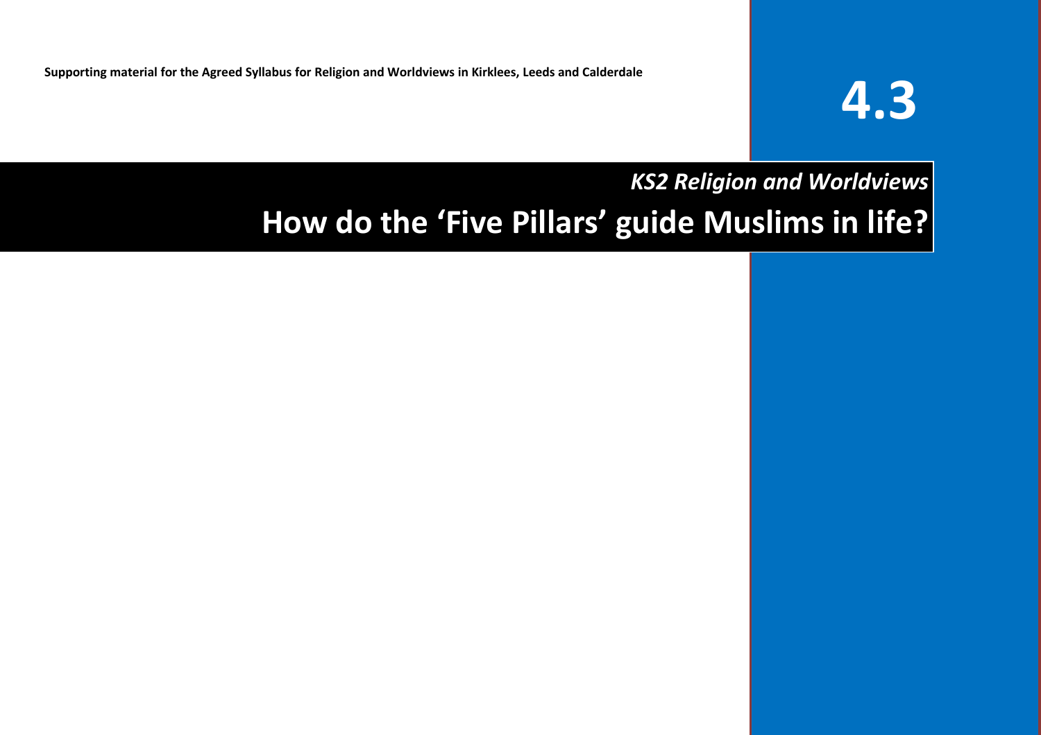Supporting material for the Agreed Syllabus for Religion and Worldviews in Kirklees, Leeds and Calderdale

# 4.3

*KS2 Religion and Worldviews*

# How do the 'Five Pillars' guide Muslims in life?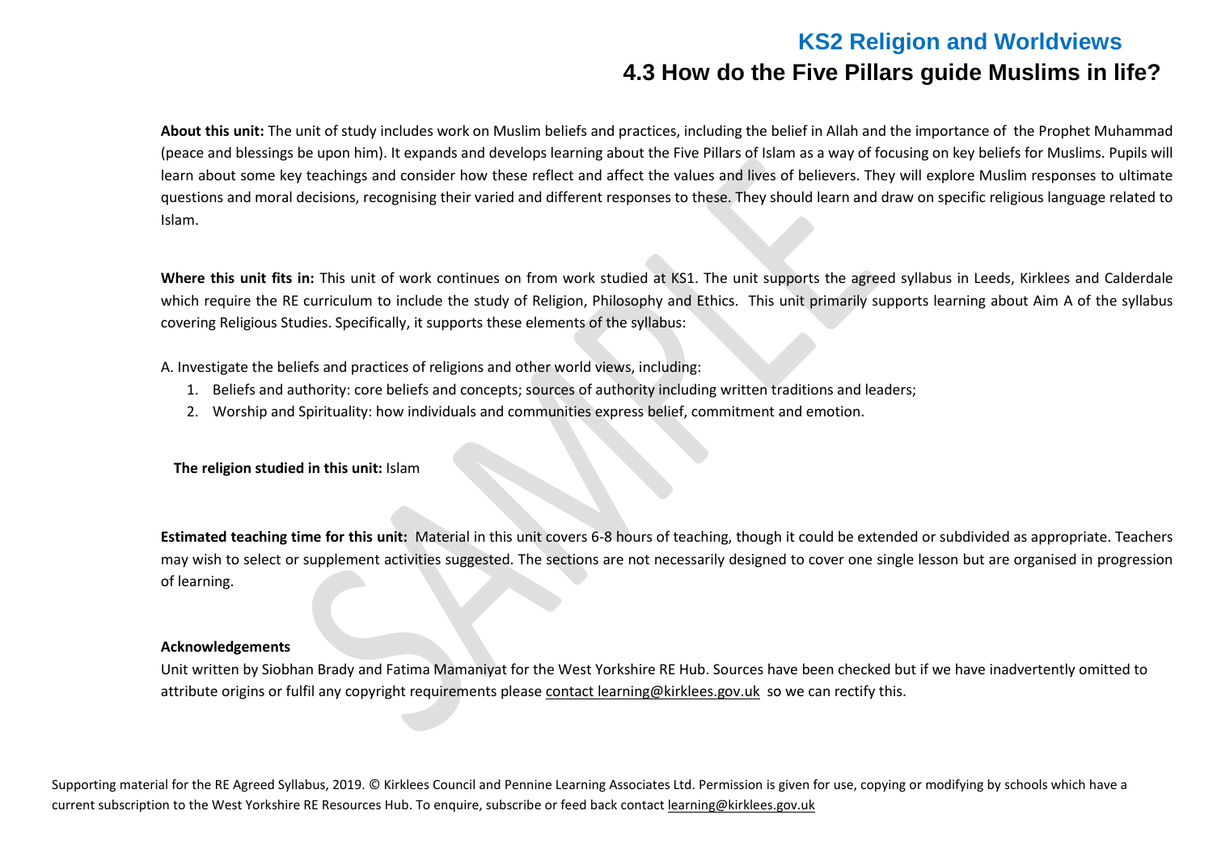# KS2 Religion and Worldviews

## 4.3 How do the Five Pillars guide Muslims in life?

**About this unit:** The unit of study includes work on Muslim beliefs and practices, including the belief in Allah and the importance of the Prophet Muhammad (peace and blessings be upon him). It expands and develops learning about the Five Pillars of Islam as a way of focusing on key beliefs for Muslims. Pupils will learn about some key teachings and consider how these reflect and affect the values and lives of believers. They will explore Muslim responses to ultimate questions and moral decisions, recognising their varied and different responses to these. They should learn and draw on specific religious language related to Islam.

**Where this unit fits in:** This unit of work continues on from work studied at KS1. The unit supports the agreed syllabus in Leeds, Kirklees and Calderdale which require the RE curriculum to include the study of Religion, Philosophy and Ethics. This unit primarily supports learning about Aim A of the syllabus covering Religious Studies. Specifically, it supports these elements of the syllabus:

A. Investigate the beliefs and practices of religions and other world views, including:

1. Beliefs and authority: core beliefs and concepts; sources of authority including written traditions and leaders;
2. Worship and Spirituality: how individuals and communities express belief, commitment and emotion.

**The religion studied in this unit:** Islam

**Estimated teaching time for this unit:** Material in this unit covers 6-8 hours of teaching, though it could be extended or subdivided as appropriate. Teachers may wish to select or supplement activities suggested. The sections are not necessarily designed to cover one single lesson but are organised in progression of learning.

**Acknowledgements**

Unit written by Siobhan Brady and Fatima Mamaniyat for the West Yorkshire RE Hub. Sources have been checked but if we have inadvertently omitted to attribute origins or fulfil any copyright requirements please contact learning@kirklees.gov.uk so we can rectify this.

Supporting material for the RE Agreed Syllabus, 2019. © Kirklees Council and Pennine Learning Associates Ltd. Permission is given for use, copying or modifying by schools which have a current subscription to the West Yorkshire RE Resources Hub. To enquire, subscribe or feed back contact learning@kirklees.gov.uk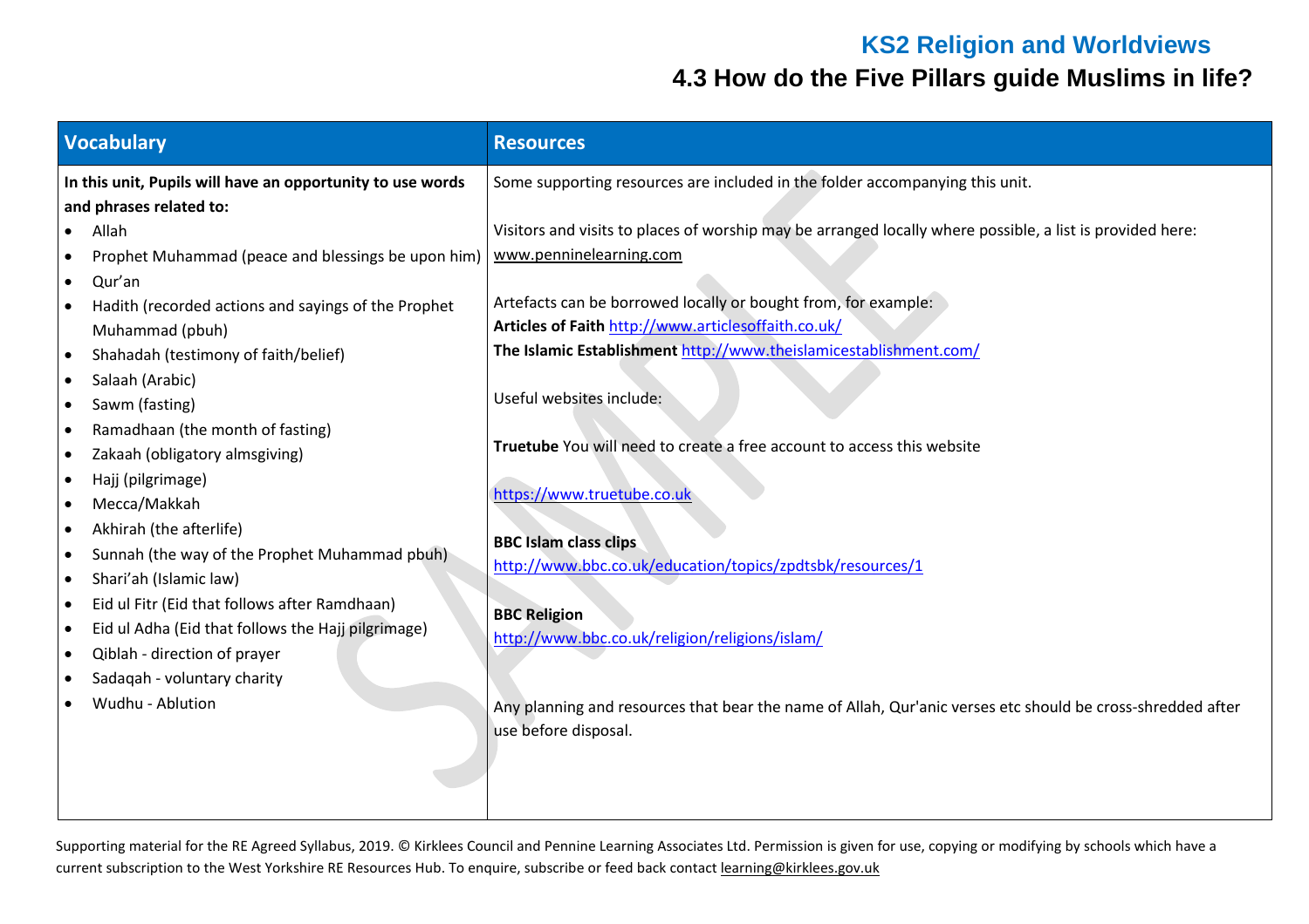# KS2 Religion and Worldviews

## 4.3 How do the Five Pillars guide Muslims in life?

| Vocabulary | Resources |
| --- | --- |
| **In this unit, Pupils will have an opportunity to use words and phrases related to:**<br>• Allah<br>• Prophet Muhammad (peace and blessings be upon him)<br>• Qur'an<br>• Hadith (recorded actions and sayings of the Prophet Muhammad (pbuh)<br>• Shahadah (testimony of faith/belief)<br>• Salaah (Arabic)<br>• Sawm (fasting)<br>• Ramadhaan (the month of fasting)<br>• Zakaah (obligatory almsgiving)<br>• Hajj (pilgrimage)<br>• Mecca/Makkah<br>• Akhirah (the afterlife)<br>• Sunnah (the way of the Prophet Muhammad pbuh)<br>• Shari'ah (Islamic law)<br>• Eid ul Fitr (Eid that follows after Ramdhaan)<br>• Eid ul Adha (Eid that follows the Hajj pilgrimage)<br>• Qiblah - direction of prayer<br>• Sadaqah - voluntary charity<br>• Wudhu - Ablution | Some supporting resources are included in the folder accompanying this unit.<br><br>Visitors and visits to places of worship may be arranged locally where possible, a list is provided here: www.penninelearning.com<br><br>Artefacts can be borrowed locally or bought from, for example:<br>**Articles of Faith** http://www.articlesoffaith.co.uk/<br>**The Islamic Establishment** http://www.theislamicestablishment.com/<br><br>Useful websites include:<br><br>**Truetube** You will need to create a free account to access this website<br><br>https://www.truetube.co.uk<br><br>**BBC Islam class clips**<br>http://www.bbc.co.uk/education/topics/zpdtsbk/resources/1<br><br>**BBC Religion**<br>http://www.bbc.co.uk/religion/religions/islam/<br><br>Any planning and resources that bear the name of Allah, Qur'anic verses etc should be cross-shredded after use before disposal. |

Supporting material for the RE Agreed Syllabus, 2019. © Kirklees Council and Pennine Learning Associates Ltd. Permission is given for use, copying or modifying by schools which have a current subscription to the West Yorkshire RE Resources Hub. To enquire, subscribe or feed back contact learning@kirklees.gov.uk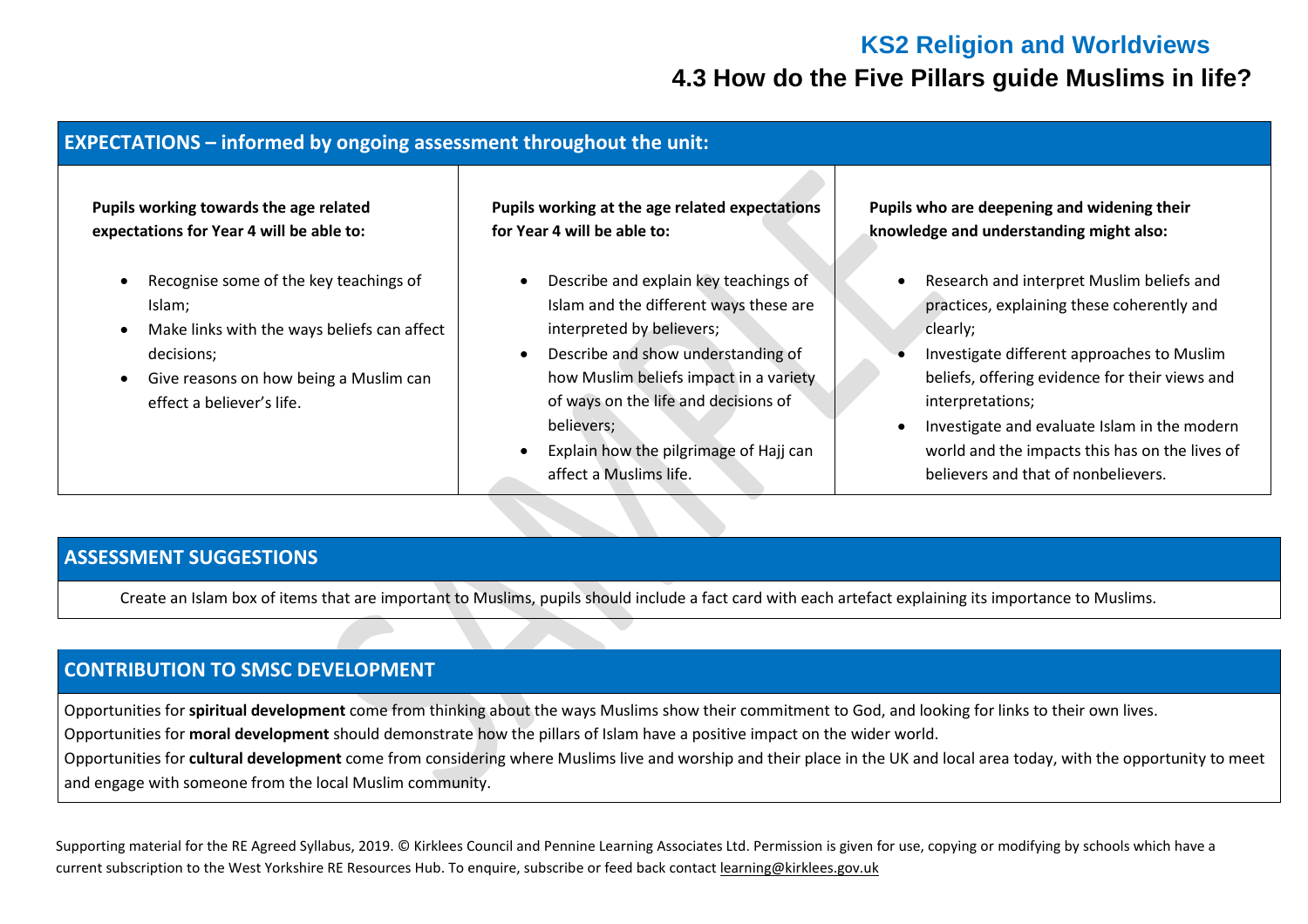# KS2 Religion and Worldviews

## 4.3 How do the Five Pillars guide Muslims in life?

## EXPECTATIONS – informed by ongoing assessment throughout the unit:

| Pupils working towards the age related expectations for Year 4 will be able to: | Pupils working at the age related expectations for Year 4 will be able to: | Pupils who are deepening and widening their knowledge and understanding might also: |
|---|---|---|
| • Recognise some of the key teachings of Islam;<br>• Make links with the ways beliefs can affect decisions;<br>• Give reasons on how being a Muslim can effect a believer's life. | • Describe and explain key teachings of Islam and the different ways these are interpreted by believers;<br>• Describe and show understanding of how Muslim beliefs impact in a variety of ways on the life and decisions of believers;<br>• Explain how the pilgrimage of Hajj can affect a Muslims life. | • Research and interpret Muslim beliefs and practices, explaining these coherently and clearly;<br>• Investigate different approaches to Muslim beliefs, offering evidence for their views and interpretations;<br>• Investigate and evaluate Islam in the modern world and the impacts this has on the lives of believers and that of nonbelievers. |

## ASSESSMENT SUGGESTIONS

Create an Islam box of items that are important to Muslims, pupils should include a fact card with each artefact explaining its importance to Muslims.

## CONTRIBUTION TO SMSC DEVELOPMENT

Opportunities for **spiritual development** come from thinking about the ways Muslims show their commitment to God, and looking for links to their own lives.

Opportunities for **moral development** should demonstrate how the pillars of Islam have a positive impact on the wider world.

Opportunities for **cultural development** come from considering where Muslims live and worship and their place in the UK and local area today, with the opportunity to meet and engage with someone from the local Muslim community.

Supporting material for the RE Agreed Syllabus, 2019. © Kirklees Council and Pennine Learning Associates Ltd. Permission is given for use, copying or modifying by schools which have a current subscription to the West Yorkshire RE Resources Hub. To enquire, subscribe or feed back contact learning@kirklees.gov.uk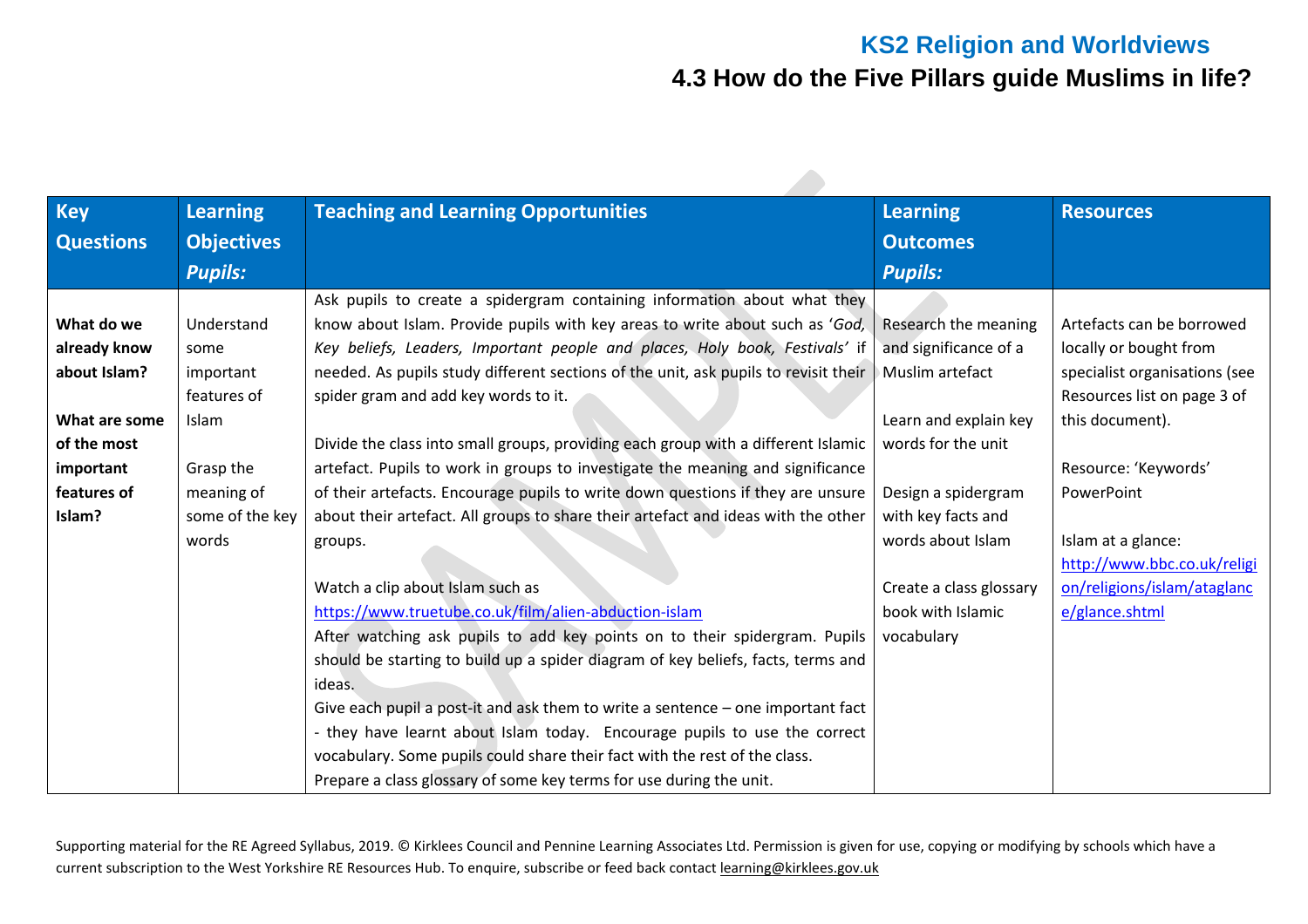# KS2 Religion and Worldviews

## 4.3 How do the Five Pillars guide Muslims in life?

| Key Questions | Learning Objectives *Pupils:* | Teaching and Learning Opportunities | Learning Outcomes *Pupils:* | Resources |
|---|---|---|---|---|
| **What do we already know about Islam?**<br><br>**What are some of the most important features of Islam?** | Understand some important features of Islam<br><br>Grasp the meaning of some of the key words | Ask pupils to create a spidergram containing information about what they know about Islam. Provide pupils with key areas to write about such as '*God, Key beliefs, Leaders, Important people and places, Holy book, Festivals*' if needed. As pupils study different sections of the unit, ask pupils to revisit their spider gram and add key words to it.<br><br>Divide the class into small groups, providing each group with a different Islamic artefact. Pupils to work in groups to investigate the meaning and significance of their artefacts. Encourage pupils to write down questions if they are unsure about their artefact. All groups to share their artefact and ideas with the other groups.<br><br>Watch a clip about Islam such as https://www.truetube.co.uk/film/alien-abduction-islam<br>After watching ask pupils to add key points on to their spidergram. Pupils should be starting to build up a spider diagram of key beliefs, facts, terms and ideas.<br>Give each pupil a post-it and ask them to write a sentence – one important fact - they have learnt about Islam today. Encourage pupils to use the correct vocabulary. Some pupils could share their fact with the rest of the class.<br>Prepare a class glossary of some key terms for use during the unit. | Research the meaning and significance of a Muslim artefact<br><br>Learn and explain key words for the unit<br><br>Design a spidergram with key facts and words about Islam<br><br>Create a class glossary book with Islamic vocabulary | Artefacts can be borrowed locally or bought from specialist organisations (see Resources list on page 3 of this document).<br><br>Resource: 'Keywords' PowerPoint<br><br>Islam at a glance: http://www.bbc.co.uk/religion/religions/islam/ataglance/glance.shtml |

Supporting material for the RE Agreed Syllabus, 2019. © Kirklees Council and Pennine Learning Associates Ltd. Permission is given for use, copying or modifying by schools which have a current subscription to the West Yorkshire RE Resources Hub. To enquire, subscribe or feed back contact learning@kirklees.gov.uk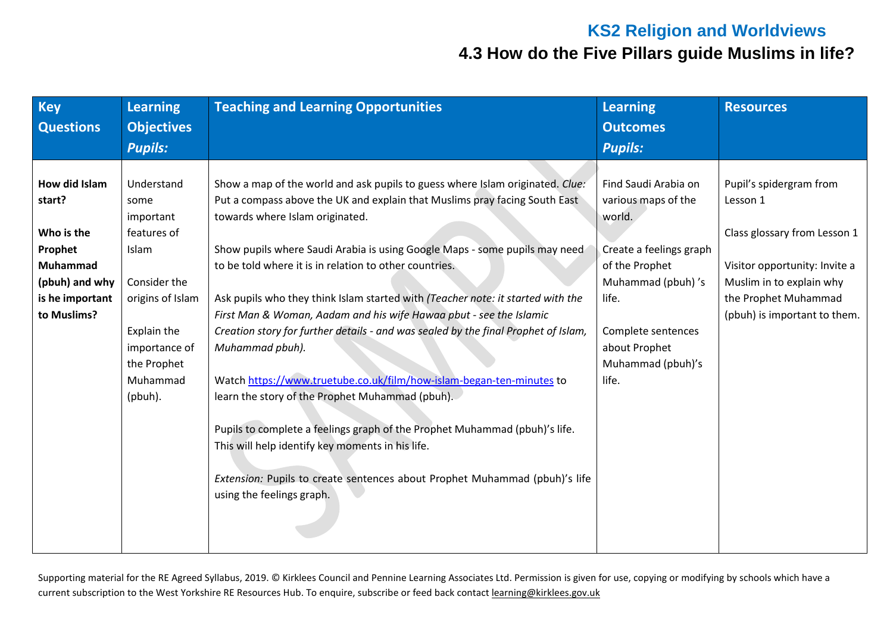# KS2 Religion and Worldviews

## 4.3 How do the Five Pillars guide Muslims in life?

| Key Questions | Learning Objectives *Pupils:* | Teaching and Learning Opportunities | Learning Outcomes *Pupils:* | Resources |
|---|---|---|---|---|
| **How did Islam start?**<br><br>**Who is the Prophet Muhammad (pbuh) and why is he important to Muslims?** | Understand some important features of Islam<br><br>Consider the origins of Islam<br><br>Explain the importance of the Prophet Muhammad (pbuh). | Show a map of the world and ask pupils to guess where Islam originated. *Clue:* Put a compass above the UK and explain that Muslims pray facing South East towards where Islam originated.<br><br>Show pupils where Saudi Arabia is using Google Maps - some pupils may need to be told where it is in relation to other countries.<br><br>Ask pupils who they think Islam started with *(Teacher note: it started with the First Man & Woman, Aadam and his wife Hawaa pbut - see the Islamic Creation story for further details - and was sealed by the final Prophet of Islam, Muhammad pbuh).*<br><br>Watch [https://www.truetube.co.uk/film/how-islam-began-ten-minutes](https://www.truetube.co.uk/film/how-islam-began-ten-minutes) to learn the story of the Prophet Muhammad (pbuh).<br><br>Pupils to complete a feelings graph of the Prophet Muhammad (pbuh)'s life. This will help identify key moments in his life.<br><br>*Extension:* Pupils to create sentences about Prophet Muhammad (pbuh)'s life using the feelings graph. | Find Saudi Arabia on various maps of the world.<br><br>Create a feelings graph of the Prophet Muhammad (pbuh) 's life.<br><br>Complete sentences about Prophet Muhammad (pbuh)'s life. | Pupil's spidergram from Lesson 1<br><br>Class glossary from Lesson 1<br><br>Visitor opportunity: Invite a Muslim in to explain why the Prophet Muhammad (pbuh) is important to them. |

Supporting material for the RE Agreed Syllabus, 2019. © Kirklees Council and Pennine Learning Associates Ltd. Permission is given for use, copying or modifying by schools which have a current subscription to the West Yorkshire RE Resources Hub. To enquire, subscribe or feed back contact learning@kirklees.gov.uk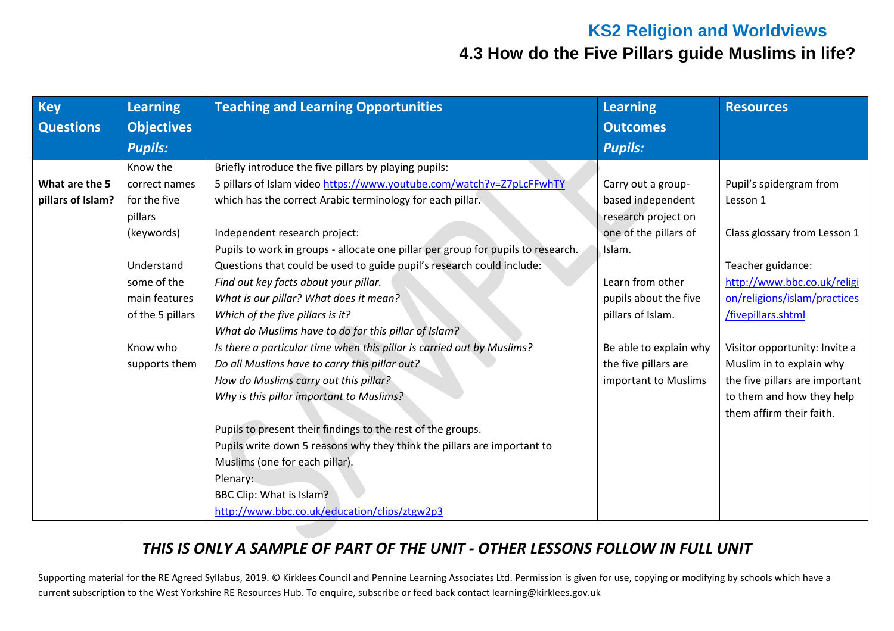# KS2 Religion and Worldviews

## 4.3 How do the Five Pillars guide Muslims in life?

| Key Questions | Learning Objectives *Pupils:* | Teaching and Learning Opportunities | Learning Outcomes *Pupils:* | Resources |
|---|---|---|---|---|
| **What are the 5 pillars of Islam?** | Know the correct names for the five pillars (keywords)<br><br>Understand some of the main features of the 5 pillars<br><br>Know who supports them | Briefly introduce the five pillars by playing pupils:<br>5 pillars of Islam video https://www.youtube.com/watch?v=Z7pLcFFwhTY which has the correct Arabic terminology for each pillar.<br><br>Independent research project:<br>Pupils to work in groups - allocate one pillar per group for pupils to research.<br>Questions that could be used to guide pupil's research could include:<br>*Find out key facts about your pillar.*<br>*What is our pillar? What does it mean?*<br>*Which of the five pillars is it?*<br>*What do Muslims have to do for this pillar of Islam?*<br>*Is there a particular time when this pillar is carried out by Muslims?*<br>*Do all Muslims have to carry this pillar out?*<br>*How do Muslims carry out this pillar?*<br>*Why is this pillar important to Muslims?*<br><br>Pupils to present their findings to the rest of the groups.<br>Pupils write down 5 reasons why they think the pillars are important to Muslims (one for each pillar).<br>Plenary:<br>BBC Clip: What is Islam?<br>http://www.bbc.co.uk/education/clips/ztgw2p3 | Carry out a group-based independent research project on one of the pillars of Islam.<br><br>Learn from other pupils about the five pillars of Islam.<br><br>Be able to explain why the five pillars are important to Muslims | Pupil's spidergram from Lesson 1<br><br>Class glossary from Lesson 1<br><br>Teacher guidance:<br>http://www.bbc.co.uk/religion/religions/islam/practices/fivepillars.shtml<br><br>Visitor opportunity: Invite a Muslim in to explain why the five pillars are important to them and how they help them affirm their faith. |

***THIS IS ONLY A SAMPLE OF PART OF THE UNIT - OTHER LESSONS FOLLOW IN FULL UNIT***

Supporting material for the RE Agreed Syllabus, 2019. © Kirklees Council and Pennine Learning Associates Ltd. Permission is given for use, copying or modifying by schools which have a current subscription to the West Yorkshire RE Resources Hub. To enquire, subscribe or feed back contact learning@kirklees.gov.uk